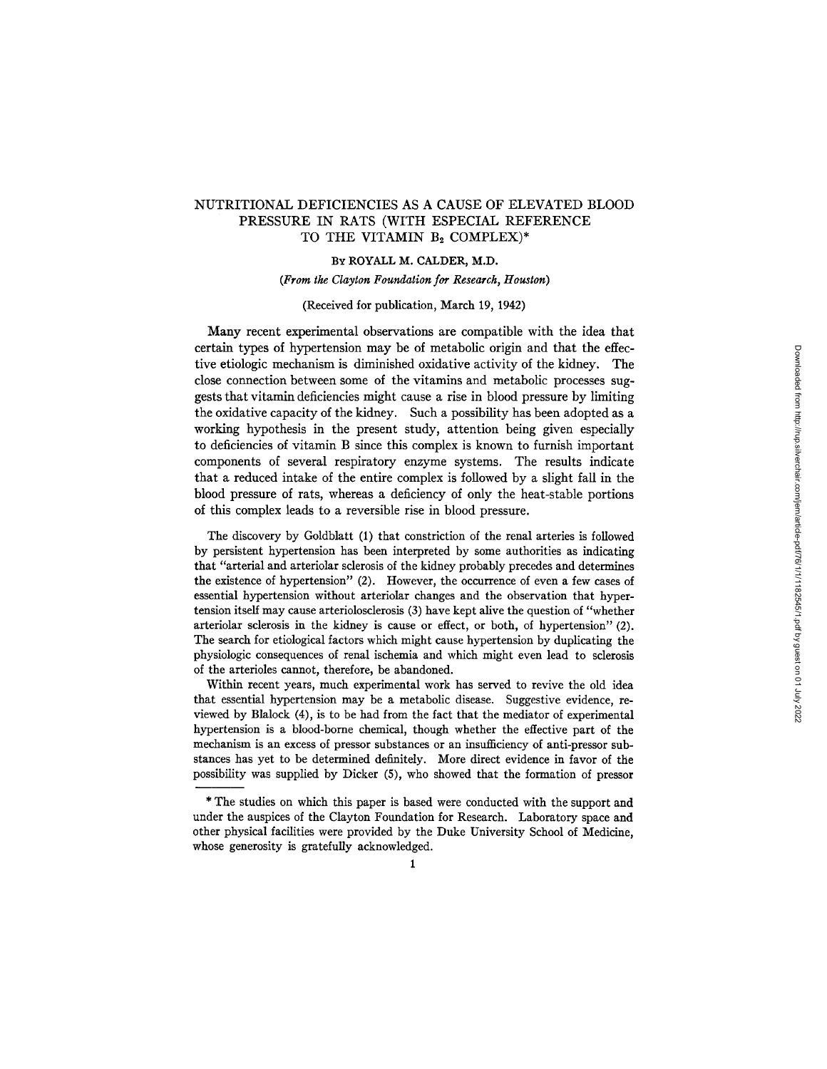# NUTRITIONAL DEFICIENCIES AS A CAUSE OF ELEVATED BLOOD PRESSURE IN RATS (WITH ESPECIAL REFERENCE TO THE VITAMIN $B_2$ COMPLEX)*

By ROYALL M. CALDER, M.D.

*(From the Clayton Foundation for Research, Houston)*

(Received for publication, March 19, 1942)

Many recent experimental observations are compatible with the idea that certain types of hypertension may be of metabolic origin and that the effective etiologic mechanism is diminished oxidative activity of the kidney. The close connection between some of the vitamins and metabolic processes suggests that vitamin deficiencies might cause a rise in blood pressure by limiting the oxidative capacity of the kidney. Such a possibility has been adopted as a working hypothesis in the present study, attention being given especially to deficiencies of vitamin B since this complex is known to furnish important components of several respiratory enzyme systems. The results indicate that a reduced intake of the entire complex is followed by a slight fall in the blood pressure of rats, whereas a deficiency of only the heat-stable portions of this complex leads to a reversible rise in blood pressure.

The discovery by Goldblatt (1) that constriction of the renal arteries is followed by persistent hypertension has been interpreted by some authorities as indicating that "arterial and arteriolar sclerosis of the kidney probably precedes and determines the existence of hypertension" (2). However, the occurrence of even a few cases of essential hypertension without arteriolar changes and the observation that hypertension itself may cause arteriolosclerosis (3) have kept alive the question of "whether arteriolar sclerosis in the kidney is cause or effect, or both, of hypertension" (2). The search for etiological factors which might cause hypertension by duplicating the physiologic consequences of renal ischemia and which might even lead to sclerosis of the arterioles cannot, therefore, be abandoned.

Within recent years, much experimental work has served to revive the old idea that essential hypertension may be a metabolic disease. Suggestive evidence, reviewed by Blalock (4), is to be had from the fact that the mediator of experimental hypertension is a blood-borne chemical, though whether the effective part of the mechanism is an excess of pressor substances or an insufficiency of anti-pressor substances has yet to be determined definitely. More direct evidence in favor of the possibility was supplied by Dicker (5), who showed that the formation of pressor

* The studies on which this paper is based were conducted with the support and under the auspices of the Clayton Foundation for Research. Laboratory space and other physical facilities were provided by the Duke University School of Medicine, whose generosity is gratefully acknowledged.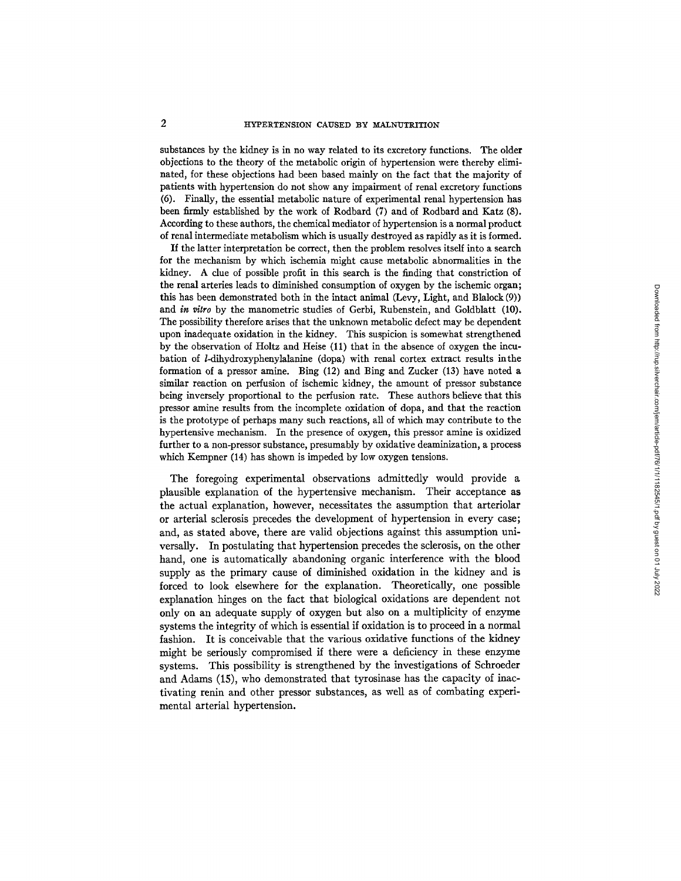substances by the kidney is in no way related to its excretory functions. The older objections to the theory of the metabolic origin of hypertension were thereby eliminated, for these objections had been based mainly on the fact that the majority of patients with hypertension do not show any impairment of renal excretory functions (6). Finally, the essential metabolic nature of experimental renal hypertension has been firmly established by the work of Rodbard (7) and of Rodbard and Katz (8). According to these authors, the chemical mediator of hypertension is a normal product of renal intermediate metabolism which is usually destroyed as rapidly as it is formed.

If the latter interpretation be correct, then the problem resolves itself into a search for the mechanism by which ischemia might cause metabolic abnormalities in the kidney. A clue of possible profit in this search is the finding that constriction of the renal arteries leads to diminished consumption of oxygen by the ischemic organ; this has been demonstrated both in the intact animal (Levy, Light, and Blalock (9)) and *in vitro* by the manometric studies of Gerbi, Rubenstein, and Goldblatt (10). The possibility therefore arises that the unknown metabolic defect may be dependent upon inadequate oxidation in the kidney. This suspicion is somewhat strengthened by the observation of Holtz and Heise (11) that in the absence of oxygen the incubation of *l*-dihydroxyphenylalanine (dopa) with renal cortex extract results in the formation of a pressor amine. Bing (12) and Bing and Zucker (13) have noted a similar reaction on perfusion of ischemic kidney, the amount of pressor substance being inversely proportional to the perfusion rate. These authors believe that this pressor amine results from the incomplete oxidation of dopa, and that the reaction is the prototype of perhaps many such reactions, all of which may contribute to the hypertensive mechanism. In the presence of oxygen, this pressor amine is oxidized further to a non-pressor substance, presumably by oxidative deaminization, a process which Kempner (14) has shown is impeded by low oxygen tensions.

The foregoing experimental observations admittedly would provide a plausible explanation of the hypertensive mechanism. Their acceptance as the actual explanation, however, necessitates the assumption that arteriolar or arterial sclerosis precedes the development of hypertension in every case; and, as stated above, there are valid objections against this assumption universally. In postulating that hypertension precedes the sclerosis, on the other hand, one is automatically abandoning organic interference with the blood supply as the primary cause of diminished oxidation in the kidney and is forced to look elsewhere for the explanation. Theoretically, one possible explanation hinges on the fact that biological oxidations are dependent not only on an adequate supply of oxygen but also on a multiplicity of enzyme systems the integrity of which is essential if oxidation is to proceed in a normal fashion. It is conceivable that the various oxidative functions of the kidney might be seriously compromised if there were a deficiency in these enzyme systems. This possibility is strengthened by the investigations of Schroeder and Adams (15), who demonstrated that tyrosinase has the capacity of inactivating renin and other pressor substances, as well as of combating experimental arterial hypertension.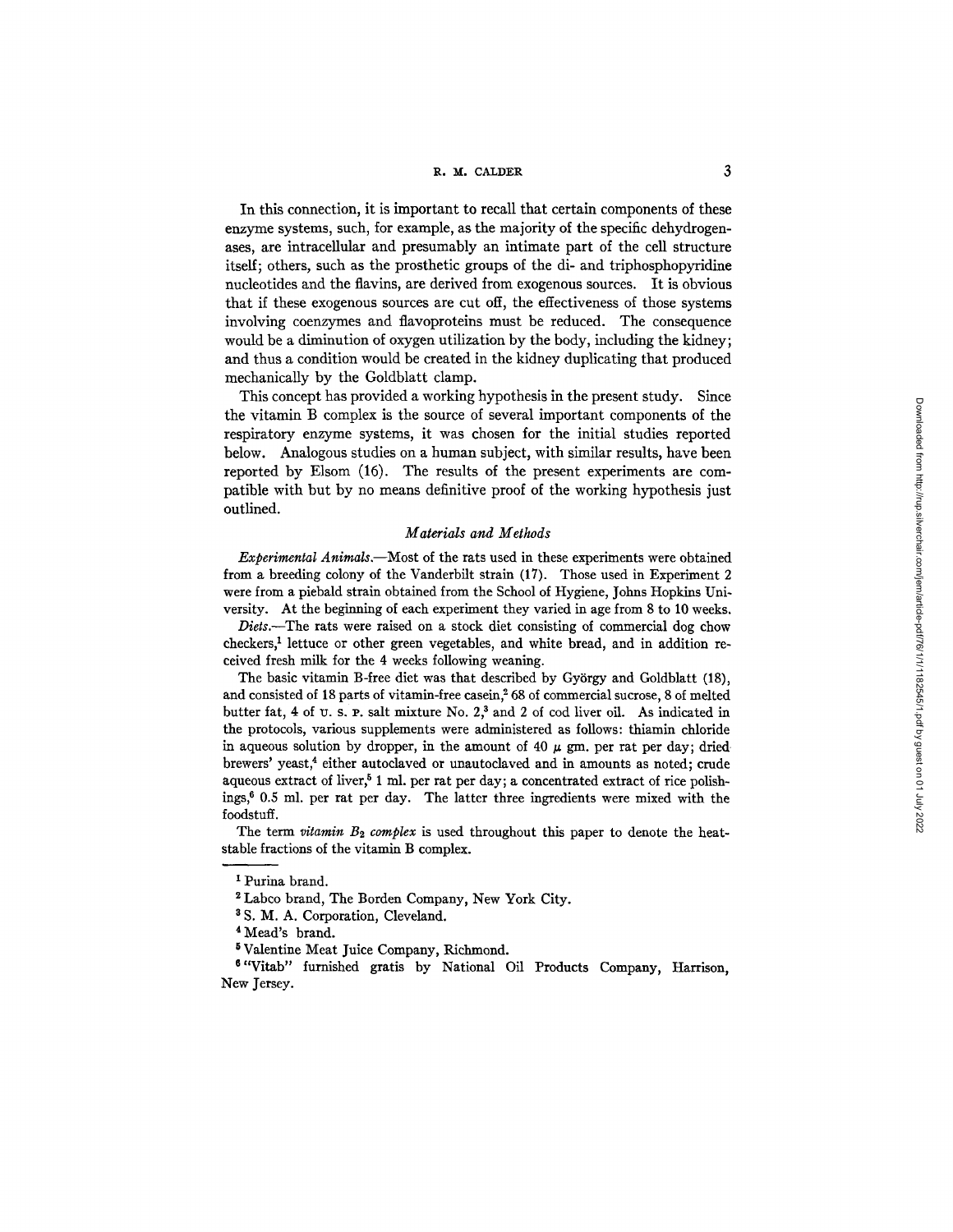In this connection, it is important to recall that certain components of these enzyme systems, such, for example, as the majority of the specific dehydrogenases, are intracellular and presumably an intimate part of the cell structure itself; others, such as the prosthetic groups of the di- and triphosphopyridine nucleotides and the flavins, are derived from exogenous sources. It is obvious that if these exogenous sources are cut off, the effectiveness of those systems involving coenzymes and flavoproteins must be reduced. The consequence would be a diminution of oxygen utilization by the body, including the kidney; and thus a condition would be created in the kidney duplicating that produced mechanically by the Goldblatt clamp.

This concept has provided a working hypothesis in the present study. Since the vitamin B complex is the source of several important components of the respiratory enzyme systems, it was chosen for the initial studies reported below. Analogous studies on a human subject, with similar results, have been reported by Elsom (16). The results of the present experiments are compatible with but by no means definitive proof of the working hypothesis just outlined.

### *Materials and Methods*

*Experimental Animals.*—Most of the rats used in these experiments were obtained from a breeding colony of the Vanderbilt strain (17). Those used in Experiment 2 were from a piebald strain obtained from the School of Hygiene, Johns Hopkins University. At the beginning of each experiment they varied in age from 8 to 10 weeks.

*Diets.*—The rats were raised on a stock diet consisting of commercial dog chow checkers,[1] lettuce or other green vegetables, and white bread, and in addition received fresh milk for the 4 weeks following weaning.

The basic vitamin B-free diet was that described by György and Goldblatt (18), and consisted of 18 parts of vitamin-free casein,[2] 68 of commercial sucrose, 8 of melted butter fat, 4 of U. S. P. salt mixture No. 2,[3] and 2 of cod liver oil. As indicated in the protocols, various supplements were administered as follows: thiamin chloride in aqueous solution by dropper, in the amount of 40 $\mu$ gm. per rat per day; dried brewers' yeast,[4] either autoclaved or unautoclaved and in amounts as noted; crude aqueous extract of liver,[5] 1 ml. per rat per day; a concentrated extract of rice polishings,[6] 0.5 ml. per rat per day. The latter three ingredients were mixed with the foodstuff.

The term *vitamin $B_2$ complex* is used throughout this paper to denote the heat-stable fractions of the vitamin B complex.

---

[1] Purina brand.

[2] Labco brand, The Borden Company, New York City.

[3] S. M. A. Corporation, Cleveland.

[4] Mead's brand.

[5] Valentine Meat Juice Company, Richmond.

[6] "Vitab" furnished gratis by National Oil Products Company, Harrison, New Jersey.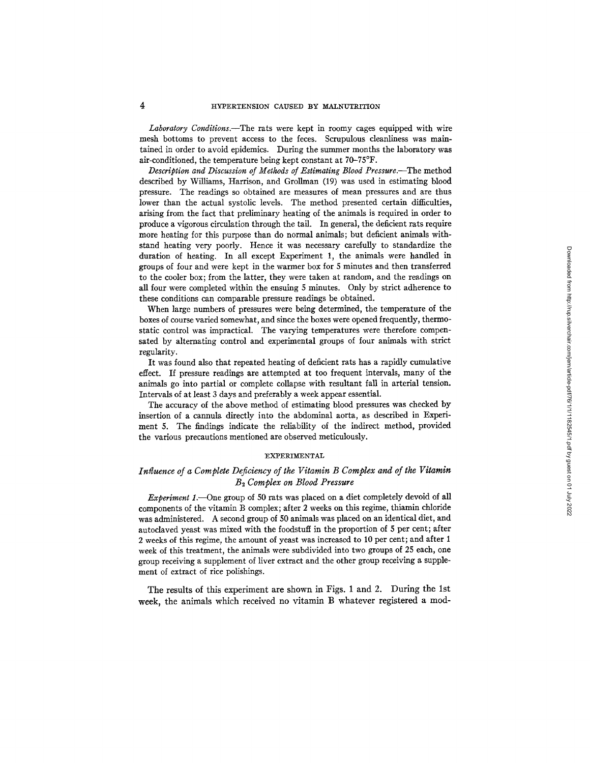*Laboratory Conditions.*—The rats were kept in roomy cages equipped with wire mesh bottoms to prevent access to the feces. Scrupulous cleanliness was maintained in order to avoid epidemics. During the summer months the laboratory was air-conditioned, the temperature being kept constant at 70–75°F.

*Description and Discussion of Methods of Estimating Blood Pressure.*—The method described by Williams, Harrison, and Grollman (19) was used in estimating blood pressure. The readings so obtained are measures of mean pressures and are thus lower than the actual systolic levels. The method presented certain difficulties, arising from the fact that preliminary heating of the animals is required in order to produce a vigorous circulation through the tail. In general, the deficient rats require more heating for this purpose than do normal animals; but deficient animals withstand heating very poorly. Hence it was necessary carefully to standardize the duration of heating. In all except Experiment 1, the animals were handled in groups of four and were kept in the warmer box for 5 minutes and then transferred to the cooler box; from the latter, they were taken at random, and the readings on all four were completed within the ensuing 5 minutes. Only by strict adherence to these conditions can comparable pressure readings be obtained.

When large numbers of pressures were being determined, the temperature of the boxes of course varied somewhat, and since the boxes were opened frequently, thermostatic control was impractical. The varying temperatures were therefore compensated by alternating control and experimental groups of four animals with strict regularity.

It was found also that repeated heating of deficient rats has a rapidly cumulative effect. If pressure readings are attempted at too frequent intervals, many of the animals go into partial or complete collapse with resultant fall in arterial tension. Intervals of at least 3 days and preferably a week appear essential.

The accuracy of the above method of estimating blood pressures was checked by insertion of a cannula directly into the abdominal aorta, as described in Experiment 5. The findings indicate the reliability of the indirect method, provided the various precautions mentioned are observed meticulously.

## EXPERIMENTAL

### *Influence of a Complete Deficiency of the Vitamin B Complex and of the Vitamin $B_2$ Complex on Blood Pressure*

*Experiment 1.*—One group of 50 rats was placed on a diet completely devoid of all components of the vitamin B complex; after 2 weeks on this regime, thiamin chloride was administered. A second group of 50 animals was placed on an identical diet, and autoclaved yeast was mixed with the foodstuff in the proportion of 5 per cent; after 2 weeks of this regime, the amount of yeast was increased to 10 per cent; and after 1 week of this treatment, the animals were subdivided into two groups of 25 each, one group receiving a supplement of liver extract and the other group receiving a supplement of extract of rice polishings.

The results of this experiment are shown in Figs. 1 and 2. During the 1st week, the animals which received no vitamin B whatever registered a mod-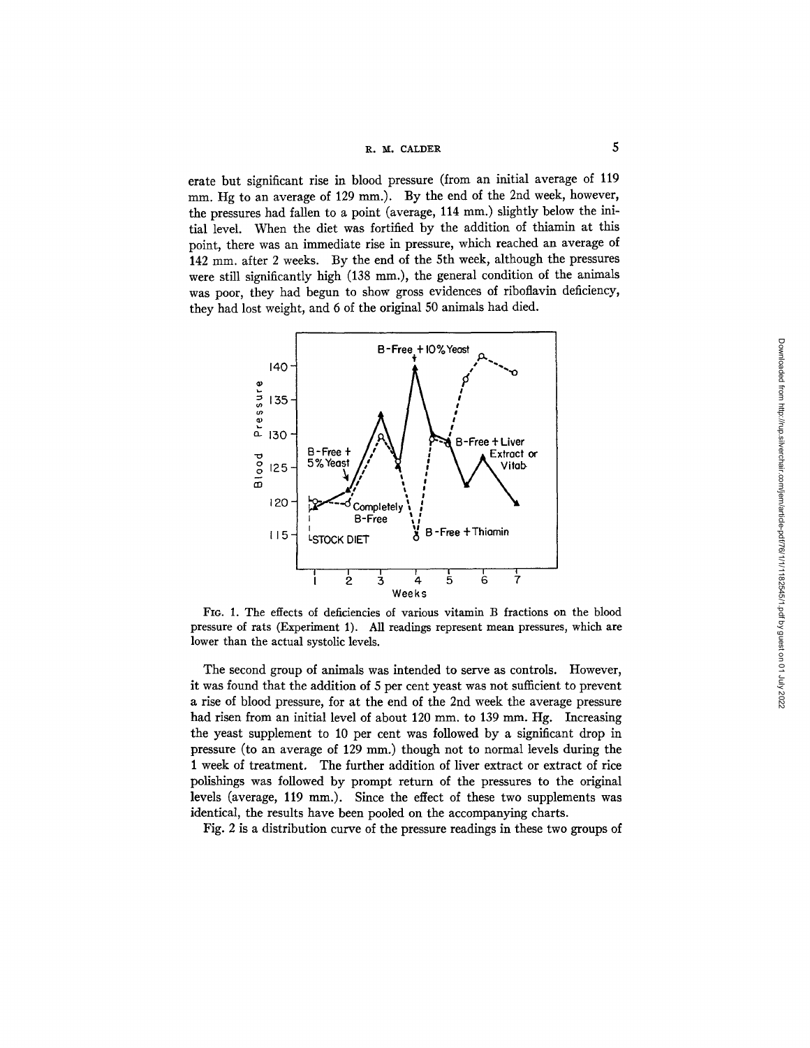erate but significant rise in blood pressure (from an initial average of 119 mm. Hg to an average of 129 mm.). By the end of the 2nd week, however, the pressures had fallen to a point (average, 114 mm.) slightly below the initial level. When the diet was fortified by the addition of thiamin at this point, there was an immediate rise in pressure, which reached an average of 142 mm. after 2 weeks. By the end of the 5th week, although the pressures were still significantly high (138 mm.), the general condition of the animals was poor, they had begun to show gross evidences of riboflavin deficiency, they had lost weight, and 6 of the original 50 animals had died.

FIG. 1. The effects of deficiencies of various vitamin B fractions on the blood pressure of rats (Experiment 1). All readings represent mean pressures, which are lower than the actual systolic levels.

The second group of animals was intended to serve as controls. However, it was found that the addition of 5 per cent yeast was not sufficient to prevent a rise of blood pressure, for at the end of the 2nd week the average pressure had risen from an initial level of about 120 mm. to 139 mm. Hg. Increasing the yeast supplement to 10 per cent was followed by a significant drop in pressure (to an average of 129 mm.) though not to normal levels during the 1 week of treatment. The further addition of liver extract or extract of rice polishings was followed by prompt return of the pressures to the original levels (average, 119 mm.). Since the effect of these two supplements was identical, the results have been pooled on the accompanying charts.

Fig. 2 is a distribution curve of the pressure readings in these two groups of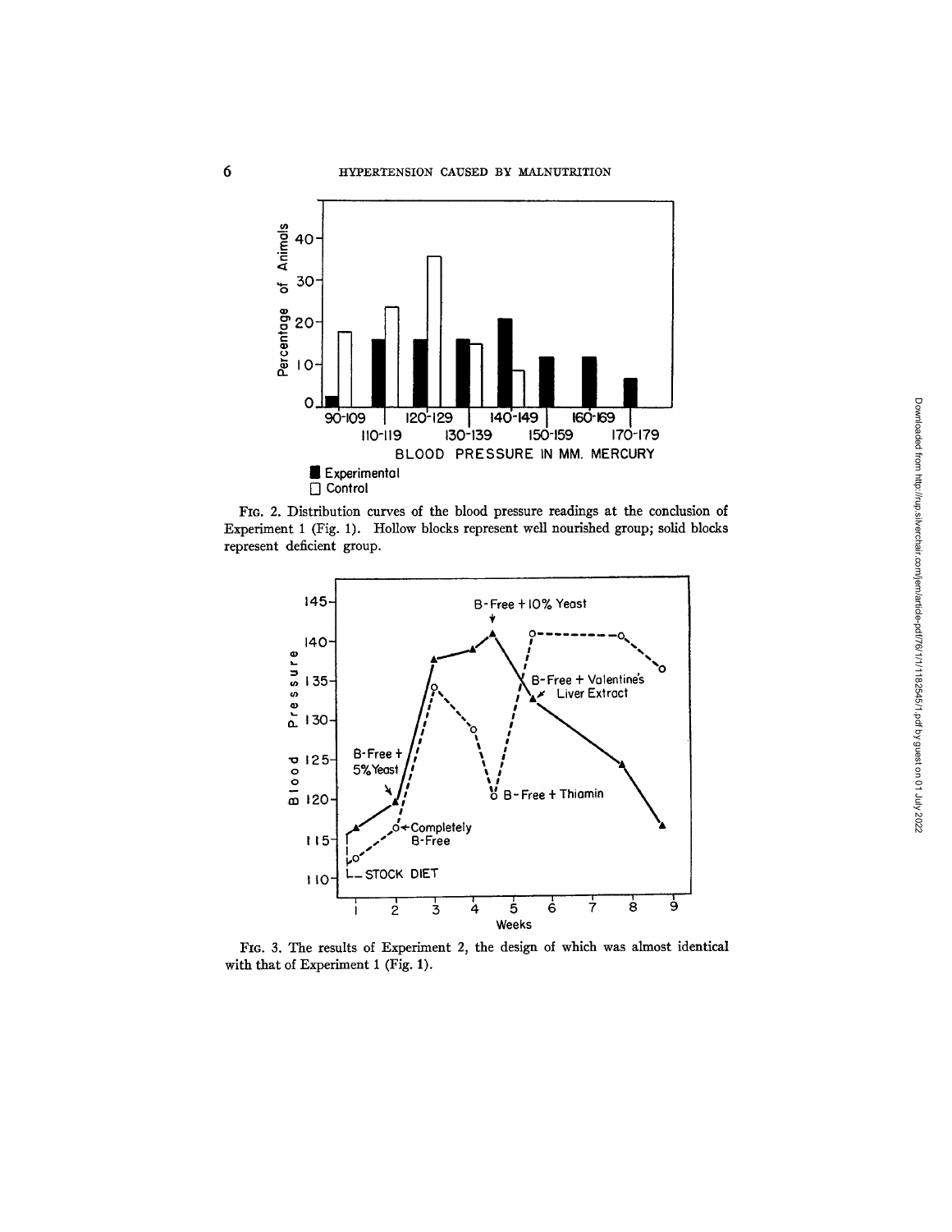FIG. 2. Distribution curves of the blood pressure readings at the conclusion of Experiment 1 (Fig. 1). Hollow blocks represent well nourished group; solid blocks represent deficient group.

FIG. 3. The results of Experiment 2, the design of which was almost identical with that of Experiment 1 (Fig. 1).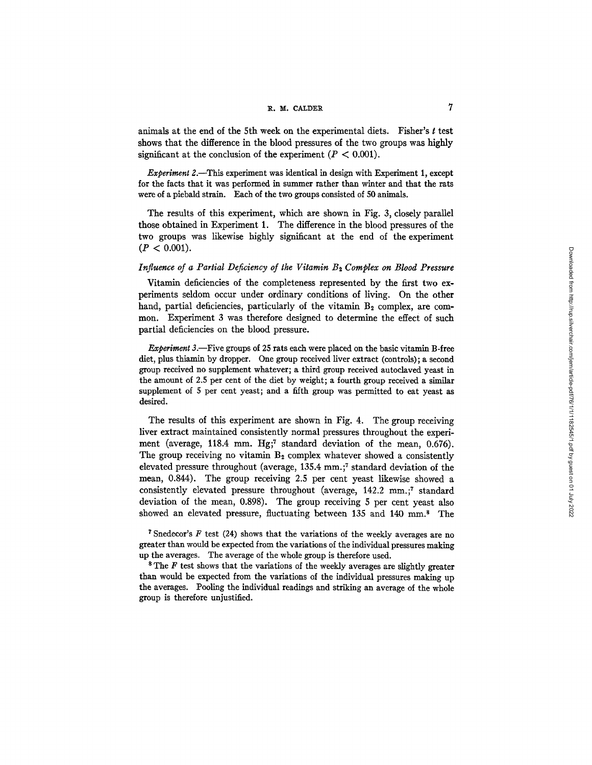animals at the end of the 5th week on the experimental diets. Fisher's $t$ test shows that the difference in the blood pressures of the two groups was highly significant at the conclusion of the experiment ($P < 0.001$).

*Experiment 2.*—This experiment was identical in design with Experiment 1, except for the facts that it was performed in summer rather than winter and that the rats were of a piebald strain. Each of the two groups consisted of 50 animals.

The results of this experiment, which are shown in Fig. 3, closely parallel those obtained in Experiment 1. The difference in the blood pressures of the two groups was likewise highly significant at the end of the experiment ($P < 0.001$).

### *Influence of a Partial Deficiency of the Vitamin $B_2$ Complex on Blood Pressure*

Vitamin deficiencies of the completeness represented by the first two experiments seldom occur under ordinary conditions of living. On the other hand, partial deficiencies, particularly of the vitamin $B_2$ complex, are common. Experiment 3 was therefore designed to determine the effect of such partial deficiencies on the blood pressure.

*Experiment 3.*—Five groups of 25 rats each were placed on the basic vitamin B-free diet, plus thiamin by dropper. One group received liver extract (controls); a second group received no supplement whatever; a third group received autoclaved yeast in the amount of 2.5 per cent of the diet by weight; a fourth group received a similar supplement of 5 per cent yeast; and a fifth group was permitted to eat yeast as desired.

The results of this experiment are shown in Fig. 4. The group receiving liver extract maintained consistently normal pressures throughout the experiment (average, 118.4 mm. Hg;[7] standard deviation of the mean, 0.676). The group receiving no vitamin $B_2$ complex whatever showed a consistently elevated pressure throughout (average, 135.4 mm.;[7] standard deviation of the mean, 0.844). The group receiving 2.5 per cent yeast likewise showed a consistently elevated pressure throughout (average, 142.2 mm.;[7] standard deviation of the mean, 0.898). The group receiving 5 per cent yeast also showed an elevated pressure, fluctuating between 135 and 140 mm.[8] The

[7] Snedecor's $F$ test (24) shows that the variations of the weekly averages are no greater than would be expected from the variations of the individual pressures making up the averages. The average of the whole group is therefore used.

[8] The $F$ test shows that the variations of the weekly averages are slightly greater than would be expected from the variations of the individual pressures making up the averages. Pooling the individual readings and striking an average of the whole group is therefore unjustified.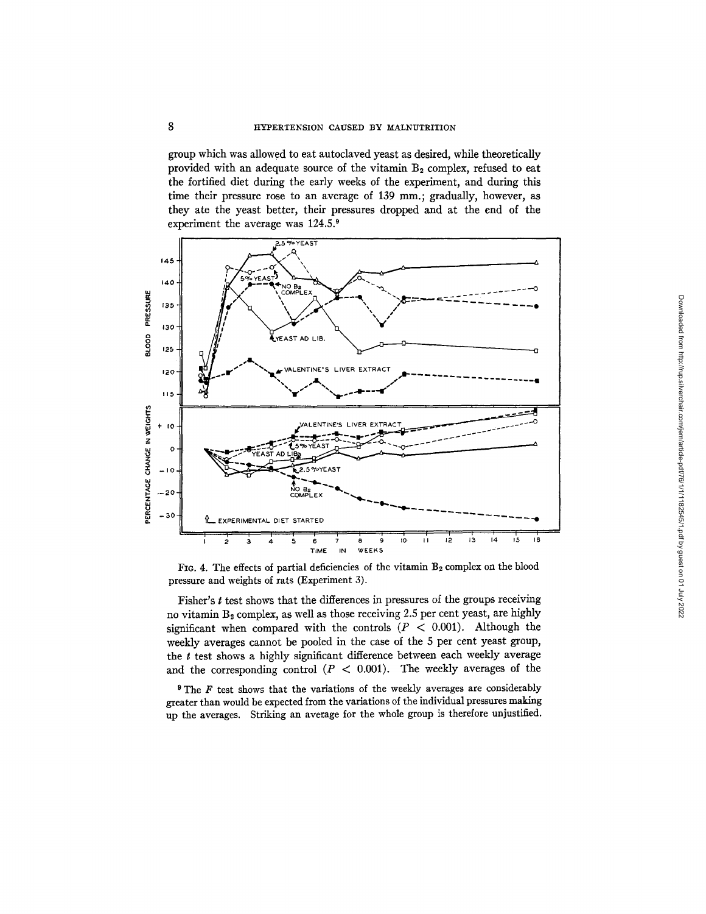group which was allowed to eat autoclaved yeast as desired, while theoretically provided with an adequate source of the vitamin $B_2$ complex, refused to eat the fortified diet during the early weeks of the experiment, and during this time their pressure rose to an average of 139 mm.; gradually, however, as they ate the yeast better, their pressures dropped and at the end of the experiment the average was 124.5.[9]

FIG. 4. The effects of partial deficiencies of the vitamin $B_2$ complex on the blood pressure and weights of rats (Experiment 3).

Fisher's *t* test shows that the differences in pressures of the groups receiving no vitamin $B_2$ complex, as well as those receiving 2.5 per cent yeast, are highly significant when compared with the controls ($P < 0.001$). Although the weekly averages cannot be pooled in the case of the 5 per cent yeast group, the *t* test shows a highly significant difference between each weekly average and the corresponding control ($P < 0.001$). The weekly averages of the

[9] The *F* test shows that the variations of the weekly averages are considerably greater than would be expected from the variations of the individual pressures making up the averages. Striking an average for the whole group is therefore unjustified.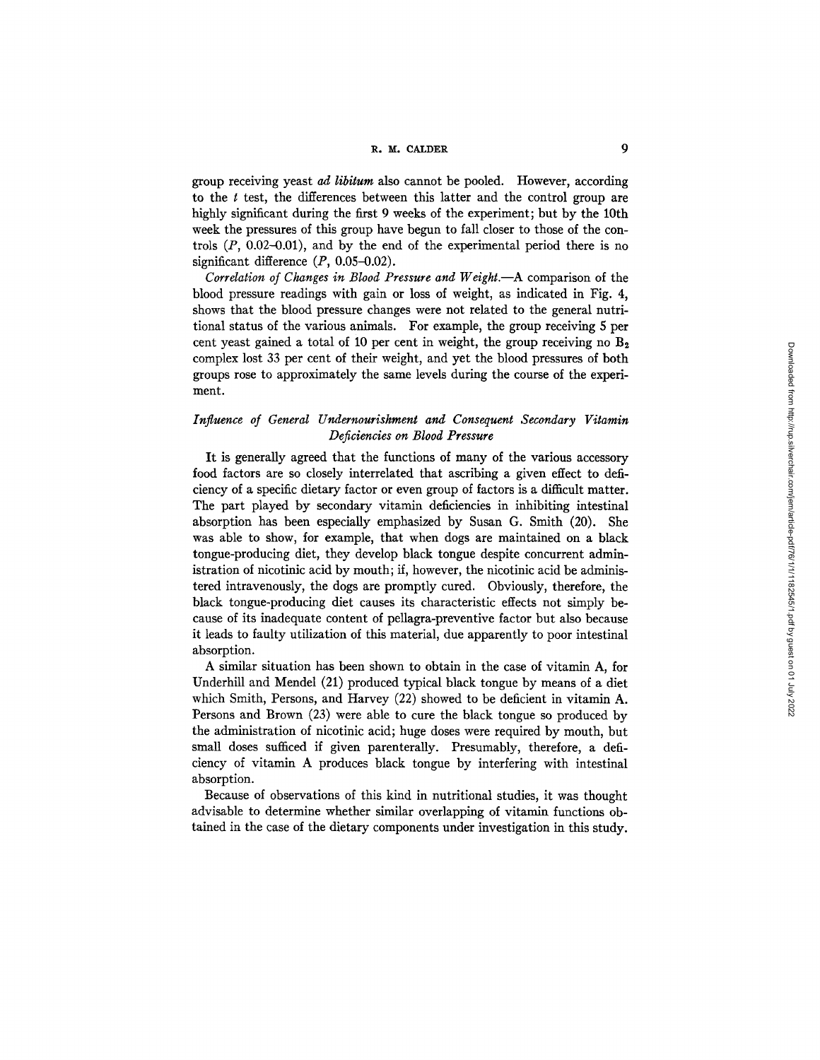group receiving yeast *ad libitum* also cannot be pooled. However, according to the $t$ test, the differences between this latter and the control group are highly significant during the first 9 weeks of the experiment; but by the 10th week the pressures of this group have begun to fall closer to those of the controls ($P$, 0.02–0.01), and by the end of the experimental period there is no significant difference ($P$, 0.05–0.02).

*Correlation of Changes in Blood Pressure and Weight.*—A comparison of the blood pressure readings with gain or loss of weight, as indicated in Fig. 4, shows that the blood pressure changes were not related to the general nutritional status of the various animals. For example, the group receiving 5 per cent yeast gained a total of 10 per cent in weight, the group receiving no $B_2$ complex lost 33 per cent of their weight, and yet the blood pressures of both groups rose to approximately the same levels during the course of the experiment.

### *Influence of General Undernourishment and Consequent Secondary Vitamin Deficiencies on Blood Pressure*

It is generally agreed that the functions of many of the various accessory food factors are so closely interrelated that ascribing a given effect to deficiency of a specific dietary factor or even group of factors is a difficult matter. The part played by secondary vitamin deficiencies in inhibiting intestinal absorption has been especially emphasized by Susan G. Smith (20). She was able to show, for example, that when dogs are maintained on a black tongue-producing diet, they develop black tongue despite concurrent administration of nicotinic acid by mouth; if, however, the nicotinic acid be administered intravenously, the dogs are promptly cured. Obviously, therefore, the black tongue-producing diet causes its characteristic effects not simply because of its inadequate content of pellagra-preventive factor but also because it leads to faulty utilization of this material, due apparently to poor intestinal absorption.

A similar situation has been shown to obtain in the case of vitamin A, for Underhill and Mendel (21) produced typical black tongue by means of a diet which Smith, Persons, and Harvey (22) showed to be deficient in vitamin A. Persons and Brown (23) were able to cure the black tongue so produced by the administration of nicotinic acid; huge doses were required by mouth, but small doses sufficed if given parenterally. Presumably, therefore, a deficiency of vitamin A produces black tongue by interfering with intestinal absorption.

Because of observations of this kind in nutritional studies, it was thought advisable to determine whether similar overlapping of vitamin functions obtained in the case of the dietary components under investigation in this study.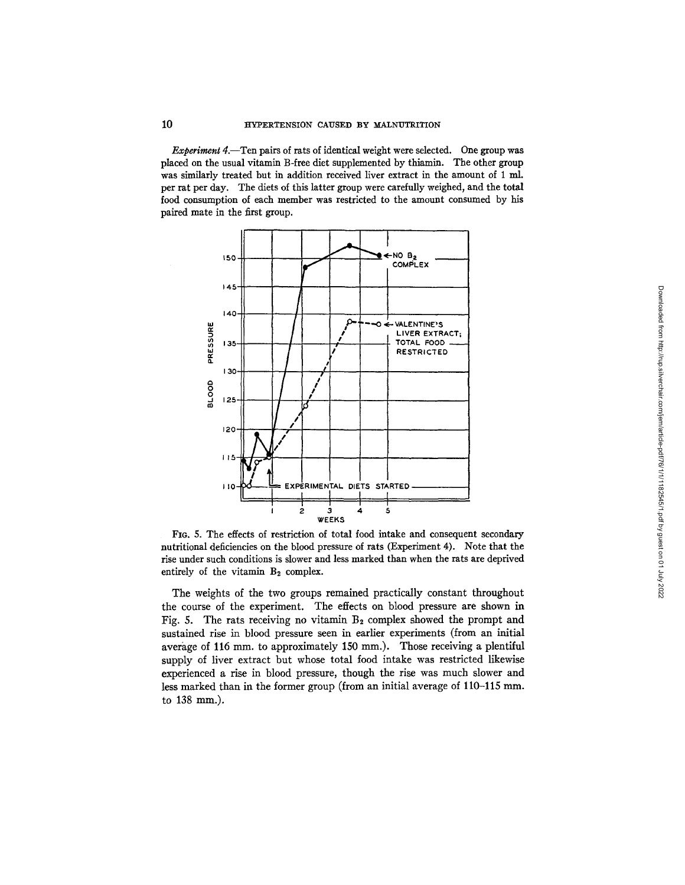*Experiment 4.*—Ten pairs of rats of identical weight were selected. One group was placed on the usual vitamin B-free diet supplemented by thiamin. The other group was similarly treated but in addition received liver extract in the amount of 1 ml. per rat per day. The diets of this latter group were carefully weighed, and the total food consumption of each member was restricted to the amount consumed by his paired mate in the first group.

FIG. 5. The effects of restriction of total food intake and consequent secondary nutritional deficiencies on the blood pressure of rats (Experiment 4). Note that the rise under such conditions is slower and less marked than when the rats are deprived entirely of the vitamin $B_2$ complex.

The weights of the two groups remained practically constant throughout the course of the experiment. The effects on blood pressure are shown in Fig. 5. The rats receiving no vitamin $B_2$ complex showed the prompt and sustained rise in blood pressure seen in earlier experiments (from an initial average of 116 mm. to approximately 150 mm.). Those receiving a plentiful supply of liver extract but whose total food intake was restricted likewise experienced a rise in blood pressure, though the rise was much slower and less marked than in the former group (from an initial average of 110–115 mm. to 138 mm.).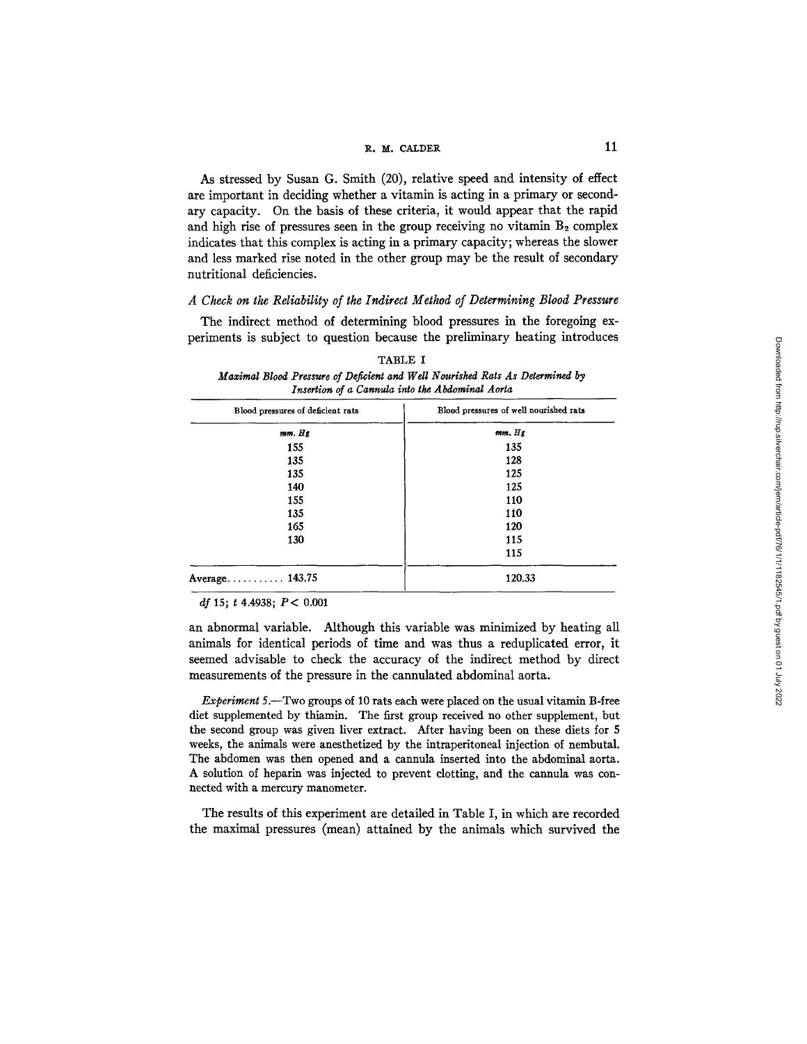As stressed by Susan G. Smith (20), relative speed and intensity of effect are important in deciding whether a vitamin is acting in a primary or secondary capacity. On the basis of these criteria, it would appear that the rapid and high rise of pressures seen in the group receiving no vitamin $B_2$ complex indicates that this complex is acting in a primary capacity; whereas the slower and less marked rise noted in the other group may be the result of secondary nutritional deficiencies.

### *A Check on the Reliability of the Indirect Method of Determining Blood Pressure*

The indirect method of determining blood pressures in the foregoing experiments is subject to question because the preliminary heating introduces an abnormal variable. Although this variable was minimized by heating all animals for identical periods of time and was thus a reduplicated error, it seemed advisable to check the accuracy of the indirect method by direct measurements of the pressure in the cannulated abdominal aorta.

TABLE I

*Maximal Blood Pressure of Deficient and Well Nourished Rats As Determined by Insertion of a Cannula into the Abdominal Aorta*

| Blood pressures of deficient rats | Blood pressures of well nourished rats |
|---|---|
| *mm. Hg* | *mm. Hg* |
| 155 | 135 |
| 135 | 128 |
| 135 | 125 |
| 140 | 125 |
| 155 | 110 |
| 135 | 110 |
| 165 | 120 |
| 130 | 115 |
| | 115 |
| Average........... 143.75 | 120.33 |

*df* 15; *t* 4.4938; $P < 0.001$

*Experiment 5.*—Two groups of 10 rats each were placed on the usual vitamin B-free diet supplemented by thiamin. The first group received no other supplement, but the second group was given liver extract. After having been on these diets for 5 weeks, the animals were anesthetized by the intraperitoneal injection of nembutal. The abdomen was then opened and a cannula inserted into the abdominal aorta. A solution of heparin was injected to prevent clotting, and the cannula was connected with a mercury manometer.

The results of this experiment are detailed in Table I, in which are recorded the maximal pressures (mean) attained by the animals which survived the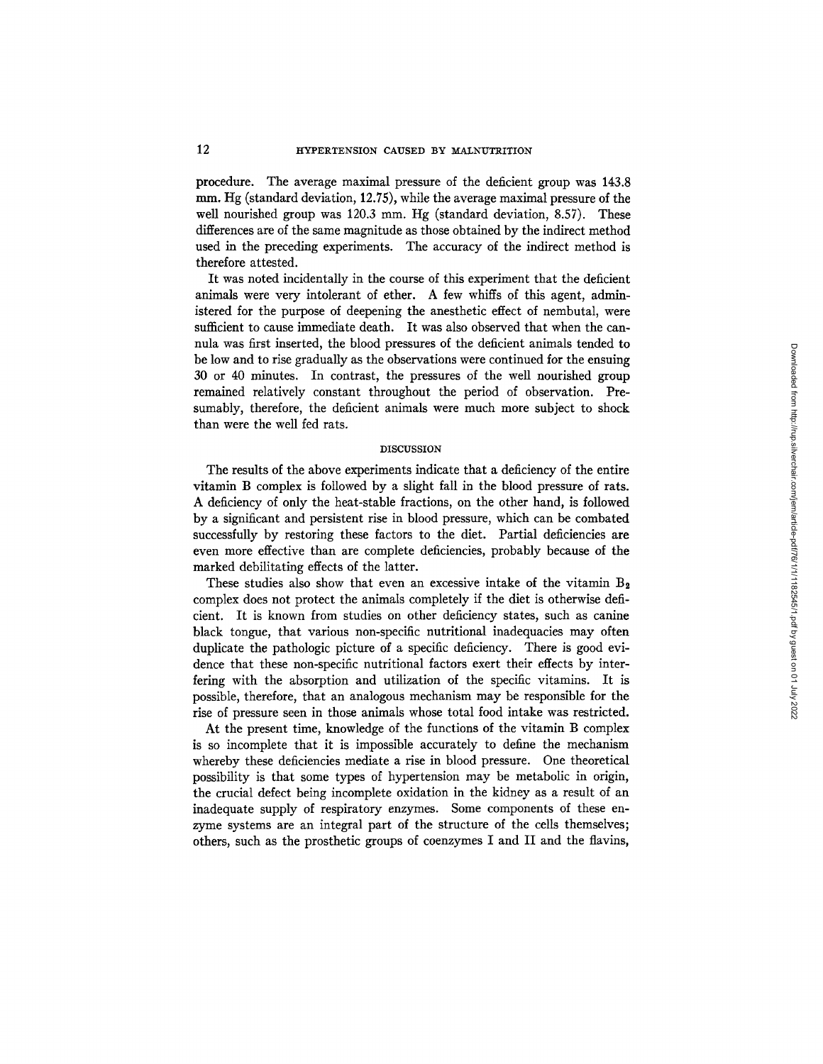procedure. The average maximal pressure of the deficient group was 143.8 mm. Hg (standard deviation, 12.75), while the average maximal pressure of the well nourished group was 120.3 mm. Hg (standard deviation, 8.57). These differences are of the same magnitude as those obtained by the indirect method used in the preceding experiments. The accuracy of the indirect method is therefore attested.

It was noted incidentally in the course of this experiment that the deficient animals were very intolerant of ether. A few whiffs of this agent, administered for the purpose of deepening the anesthetic effect of nembutal, were sufficient to cause immediate death. It was also observed that when the cannula was first inserted, the blood pressures of the deficient animals tended to be low and to rise gradually as the observations were continued for the ensuing 30 or 40 minutes. In contrast, the pressures of the well nourished group remained relatively constant throughout the period of observation. Presumably, therefore, the deficient animals were much more subject to shock than were the well fed rats.

## DISCUSSION

The results of the above experiments indicate that a deficiency of the entire vitamin B complex is followed by a slight fall in the blood pressure of rats. A deficiency of only the heat-stable fractions, on the other hand, is followed by a significant and persistent rise in blood pressure, which can be combated successfully by restoring these factors to the diet. Partial deficiencies are even more effective than are complete deficiencies, probably because of the marked debilitating effects of the latter.

These studies also show that even an excessive intake of the vitamin $B_2$ complex does not protect the animals completely if the diet is otherwise deficient. It is known from studies on other deficiency states, such as canine black tongue, that various non-specific nutritional inadequacies may often duplicate the pathologic picture of a specific deficiency. There is good evidence that these non-specific nutritional factors exert their effects by interfering with the absorption and utilization of the specific vitamins. It is possible, therefore, that an analogous mechanism may be responsible for the rise of pressure seen in those animals whose total food intake was restricted.

At the present time, knowledge of the functions of the vitamin B complex is so incomplete that it is impossible accurately to define the mechanism whereby these deficiencies mediate a rise in blood pressure. One theoretical possibility is that some types of hypertension may be metabolic in origin, the crucial defect being incomplete oxidation in the kidney as a result of an inadequate supply of respiratory enzymes. Some components of these enzyme systems are an integral part of the structure of the cells themselves; others, such as the prosthetic groups of coenzymes I and II and the flavins,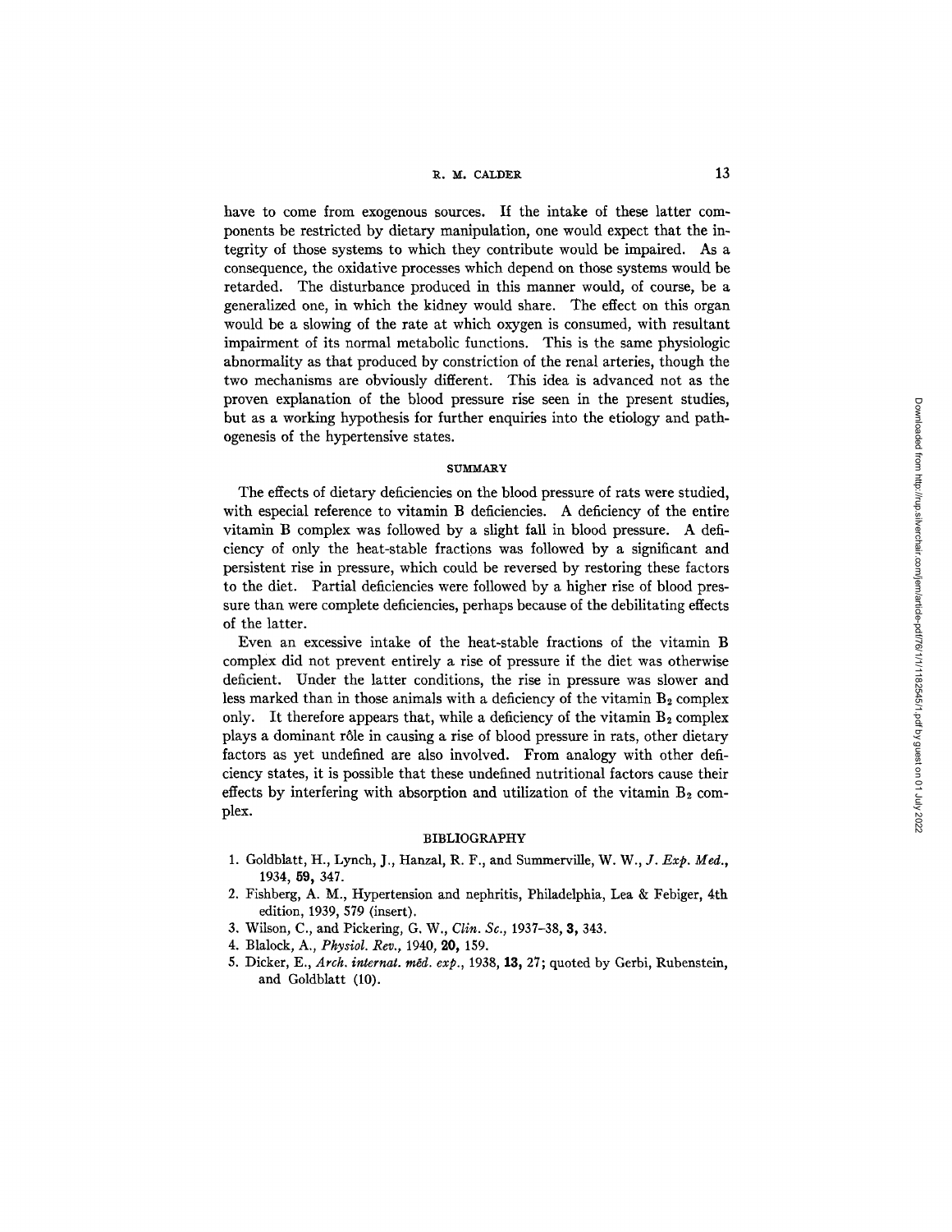have to come from exogenous sources. If the intake of these latter components be restricted by dietary manipulation, one would expect that the integrity of those systems to which they contribute would be impaired. As a consequence, the oxidative processes which depend on those systems would be retarded. The disturbance produced in this manner would, of course, be a generalized one, in which the kidney would share. The effect on this organ would be a slowing of the rate at which oxygen is consumed, with resultant impairment of its normal metabolic functions. This is the same physiologic abnormality as that produced by constriction of the renal arteries, though the two mechanisms are obviously different. This idea is advanced not as the proven explanation of the blood pressure rise seen in the present studies, but as a working hypothesis for further enquiries into the etiology and pathogenesis of the hypertensive states.

## SUMMARY

The effects of dietary deficiencies on the blood pressure of rats were studied, with especial reference to vitamin B deficiencies. A deficiency of the entire vitamin B complex was followed by a slight fall in blood pressure. A deficiency of only the heat-stable fractions was followed by a significant and persistent rise in pressure, which could be reversed by restoring these factors to the diet. Partial deficiencies were followed by a higher rise of blood pressure than were complete deficiencies, perhaps because of the debilitating effects of the latter.

Even an excessive intake of the heat-stable fractions of the vitamin B complex did not prevent entirely a rise of pressure if the diet was otherwise deficient. Under the latter conditions, the rise in pressure was slower and less marked than in those animals with a deficiency of the vitamin $B_2$ complex only. It therefore appears that, while a deficiency of the vitamin $B_2$ complex plays a dominant rôle in causing a rise of blood pressure in rats, other dietary factors as yet undefined are also involved. From analogy with other deficiency states, it is possible that these undefined nutritional factors cause their effects by interfering with absorption and utilization of the vitamin $B_2$ complex.

## BIBLIOGRAPHY

1. Goldblatt, H., Lynch, J., Hanzal, R. F., and Summerville, W. W., *J. Exp. Med.*, 1934, **59,** 347.
2. Fishberg, A. M., Hypertension and nephritis, Philadelphia, Lea & Febiger, 4th edition, 1939, 579 (insert).
3. Wilson, C., and Pickering, G. W., *Clin. Sc.*, 1937–38, **3,** 343.
4. Blalock, A., *Physiol. Rev.*, 1940, **20,** 159.
5. Dicker, E., *Arch. internat. méd. exp.*, 1938, **13,** 27; quoted by Gerbi, Rubenstein, and Goldblatt (10).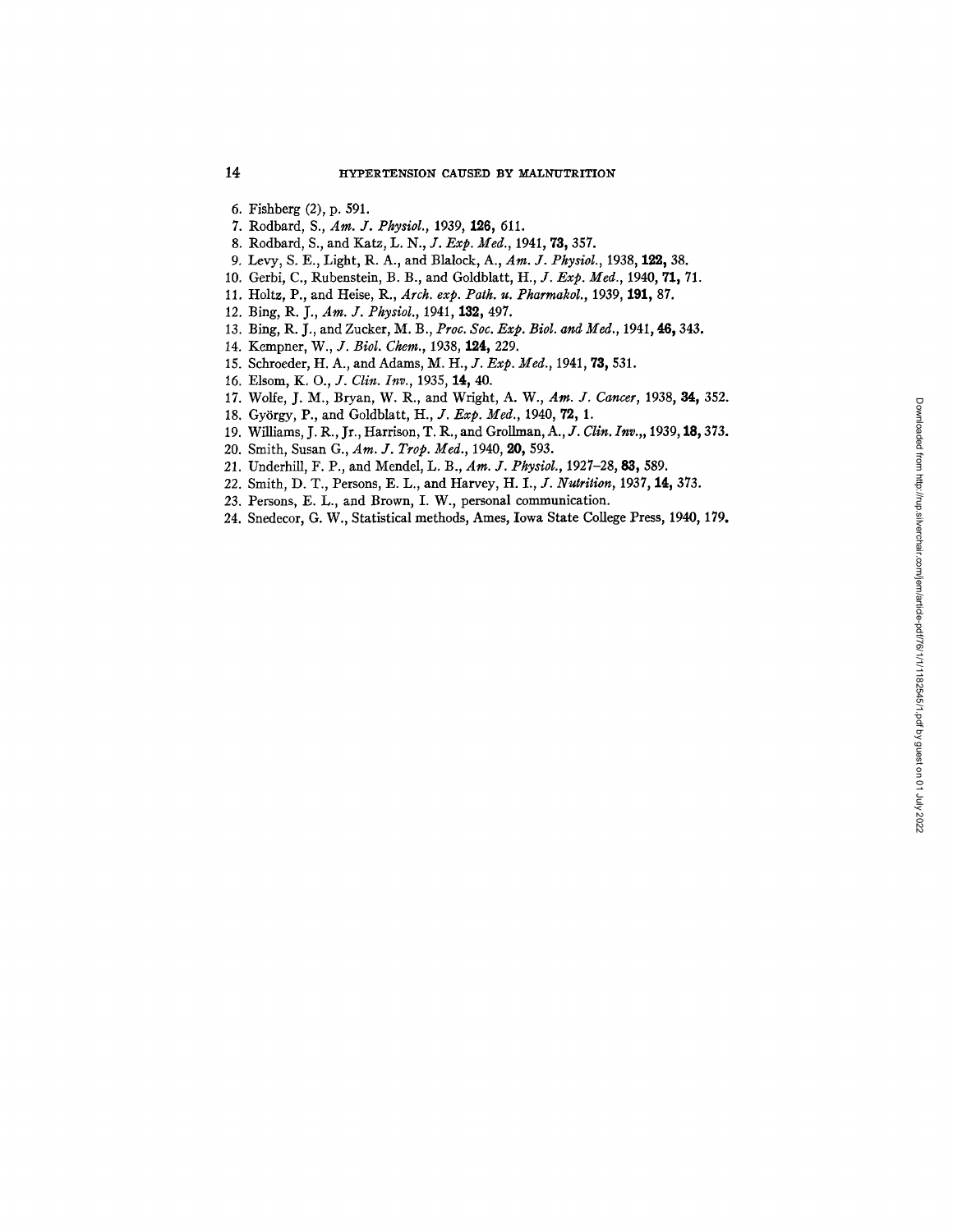6. Fishberg (2), p. 591.
7. Rodbard, S., *Am. J. Physiol.*, 1939, **126,** 611.
8. Rodbard, S., and Katz, L. N., *J. Exp. Med.*, 1941, **73,** 357.
9. Levy, S. E., Light, R. A., and Blalock, A., *Am. J. Physiol.*, 1938, **122,** 38.
10. Gerbi, C., Rubenstein, B. B., and Goldblatt, H., *J. Exp. Med.*, 1940, **71,** 71.
11. Holtz, P., and Heise, R., *Arch. exp. Path. u. Pharmakol.*, 1939, **191,** 87.
12. Bing, R. J., *Am. J. Physiol.*, 1941, **132,** 497.
13. Bing, R. J., and Zucker, M. B., *Proc. Soc. Exp. Biol. and Med.*, 1941, **46,** 343.
14. Kempner, W., *J. Biol. Chem.*, 1938, **124,** 229.
15. Schroeder, H. A., and Adams, M. H., *J. Exp. Med.*, 1941, **73,** 531.
16. Elsom, K. O., *J. Clin. Inv.*, 1935, **14,** 40.
17. Wolfe, J. M., Bryan, W. R., and Wright, A. W., *Am. J. Cancer*, 1938, **34,** 352.
18. György, P., and Goldblatt, H., *J. Exp. Med.*, 1940, **72,** 1.
19. Williams, J. R., Jr., Harrison, T. R., and Grollman, A., *J. Clin. Inv.*, 1939, **18,** 373.
20. Smith, Susan G., *Am. J. Trop. Med.*, 1940, **20,** 593.
21. Underhill, F. P., and Mendel, L. B., *Am. J. Physiol.*, 1927–28, **83,** 589.
22. Smith, D. T., Persons, E. L., and Harvey, H. I., *J. Nutrition*, 1937, **14,** 373.
23. Persons, E. L., and Brown, I. W., personal communication.
24. Snedecor, G. W., Statistical methods, Ames, Iowa State College Press, 1940, 179.